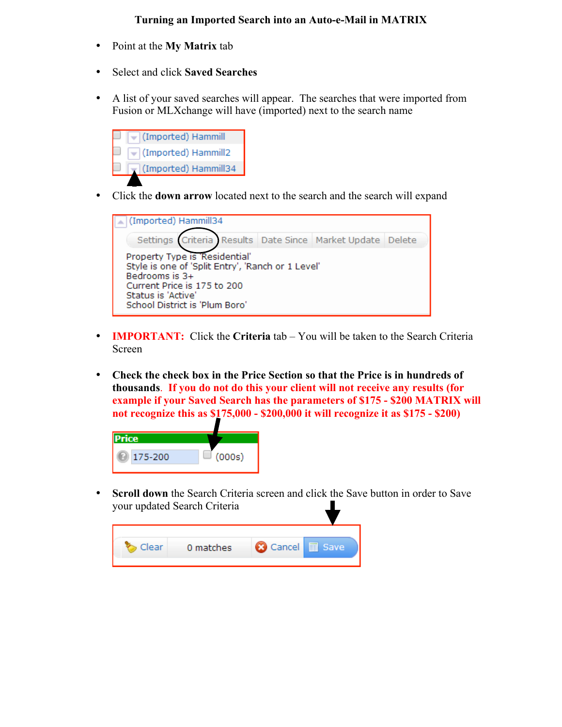# Turning an Imported Search into an Auto-e-Mail in MATRIX

- Point at the **My Matrix** tab
- Select and click **Saved Searches**
- A list of your saved searches will appear. The searches that were imported from Fusion or MLXchange will have (imported) next to the search name

(Imported) Hammill
(Imported) Hammill2
(Imported) Hammill34

- Click the **down arrow** located next to the search and the search will expand

(Imported) Hammill34

Settings | Criteria | Results | Date Since | Market Update | Delete

Property Type is 'Residential'
Style is one of 'Split Entry', 'Ranch or 1 Level'
Bedrooms is 3+
Current Price is 175 to 200
Status is 'Active'
School District is 'Plum Boro'

- **IMPORTANT:** Click the **Criteria** tab – You will be taken to the Search Criteria Screen
- **Check the check box in the Price Section so that the Price is in hundreds of thousands. If you do not do this your client will not receive any results (for example if your Saved Search has the parameters of $175 - $200 MATRIX will not recognize this as $175,000 - $200,000 it will recognize it as $175 - $200)**

Price
175-200 (000s)

- **Scroll down** the Search Criteria screen and click the Save button in order to Save your updated Search Criteria

Clear | 0 matches | Cancel | Save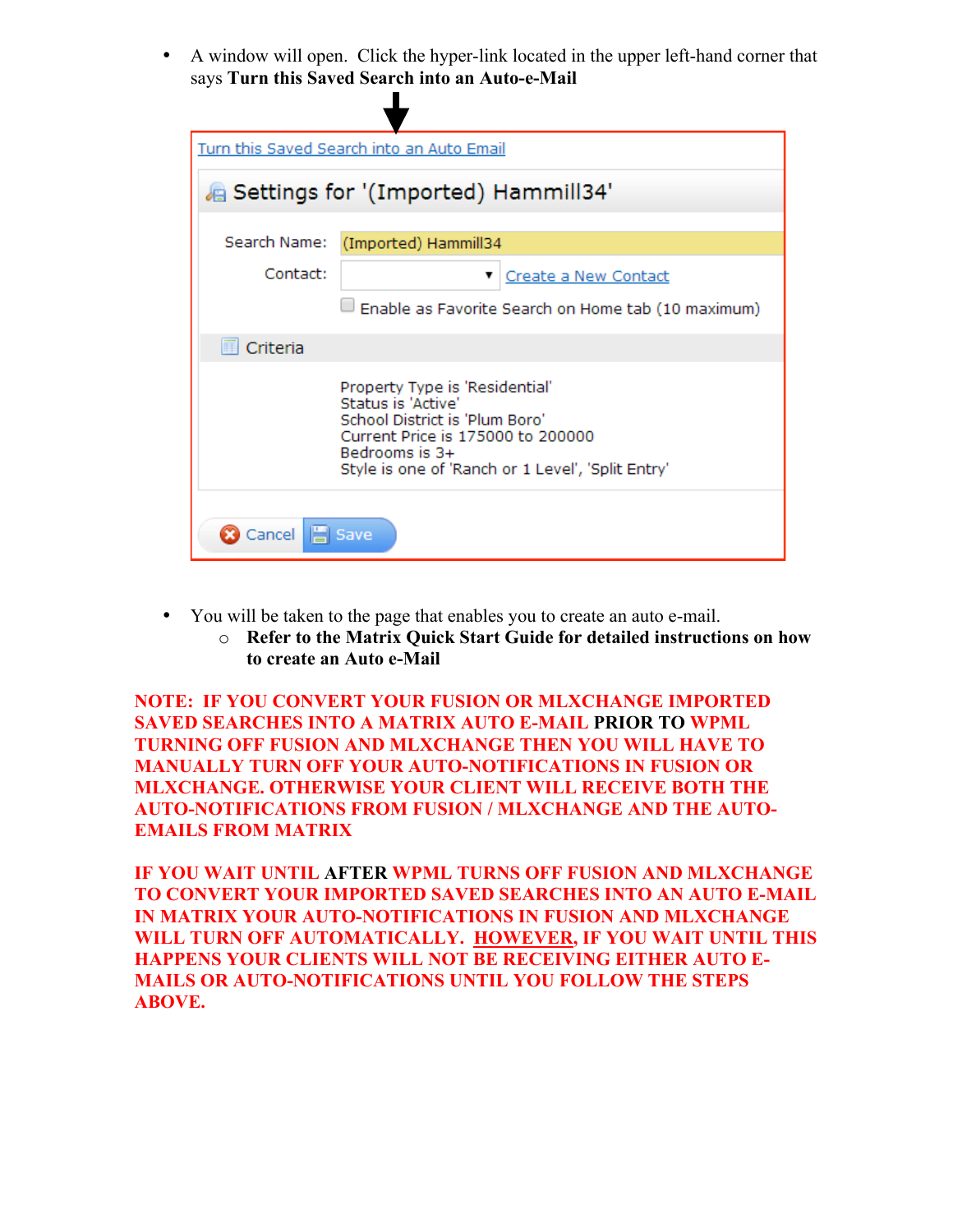- A window will open. Click the hyper-link located in the upper left-hand corner that says **Turn this Saved Search into an Auto-e-Mail**

Turn this Saved Search into an Auto Email

Settings for '(Imported) Hammill34'

Search Name: (Imported) Hammill34

Contact: Create a New Contact

Enable as Favorite Search on Home tab (10 maximum)

Criteria

Property Type is 'Residential'
Status is 'Active'
School District is 'Plum Boro'
Current Price is 175000 to 200000
Bedrooms is 3+
Style is one of 'Ranch or 1 Level', 'Split Entry'

Cancel Save

- You will be taken to the page that enables you to create an auto e-mail.
  - **Refer to the Matrix Quick Start Guide for detailed instructions on how to create an Auto e-Mail**

**NOTE: IF YOU CONVERT YOUR FUSION OR MLXCHANGE IMPORTED SAVED SEARCHES INTO A MATRIX AUTO E-MAIL PRIOR TO WPML TURNING OFF FUSION AND MLXCHANGE THEN YOU WILL HAVE TO MANUALLY TURN OFF YOUR AUTO-NOTIFICATIONS IN FUSION OR MLXCHANGE. OTHERWISE YOUR CLIENT WILL RECEIVE BOTH THE AUTO-NOTIFICATIONS FROM FUSION / MLXCHANGE AND THE AUTO-EMAILS FROM MATRIX**

**IF YOU WAIT UNTIL AFTER WPML TURNS OFF FUSION AND MLXCHANGE TO CONVERT YOUR IMPORTED SAVED SEARCHES INTO AN AUTO E-MAIL IN MATRIX YOUR AUTO-NOTIFICATIONS IN FUSION AND MLXCHANGE WILL TURN OFF AUTOMATICALLY. HOWEVER, IF YOU WAIT UNTIL THIS HAPPENS YOUR CLIENTS WILL NOT BE RECEIVING EITHER AUTO E-MAILS OR AUTO-NOTIFICATIONS UNTIL YOU FOLLOW THE STEPS ABOVE.**